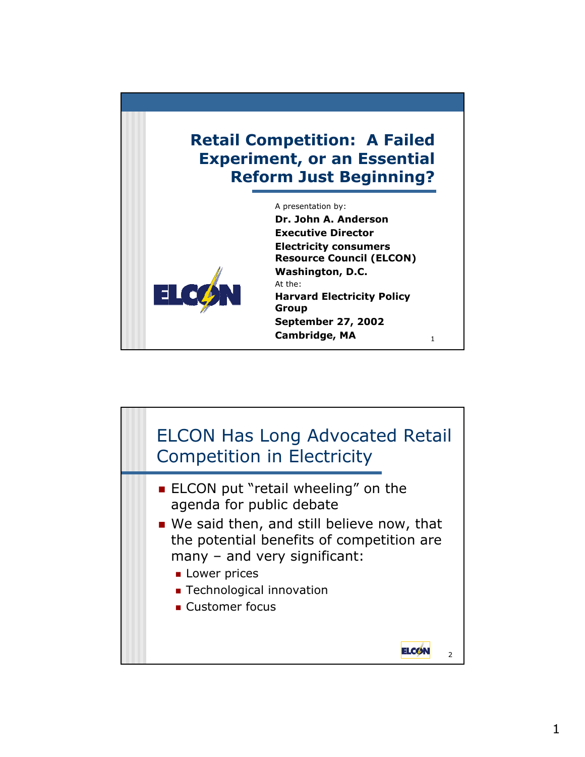# Retail Competition: A Failed Experiment, or an Essential Reform Just Beginning?

A presentation by:

**Dr. John A. Anderson**
**Executive Director**
**Electricity consumers Resource Council (ELCON)**
**Washington, D.C.**

At the:

**Harvard Electricity Policy Group**
**September 27, 2002**
**Cambridge, MA**

## ELCON Has Long Advocated Retail Competition in Electricity

- ELCON put "retail wheeling" on the agenda for public debate
- We said then, and still believe now, that the potential benefits of competition are many – and very significant:
  - Lower prices
  - Technological innovation
  - Customer focus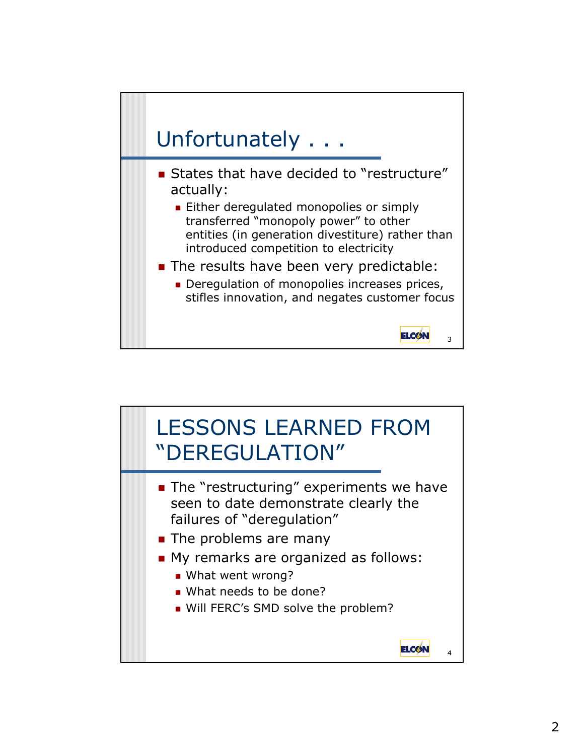## Unfortunately . . .

- States that have decided to “restructure” actually:
  - Either deregulated monopolies or simply transferred “monopoly power” to other entities (in generation divestiture) rather than introduced competition to electricity
- The results have been very predictable:
  - Deregulation of monopolies increases prices, stifles innovation, and negates customer focus

## LESSONS LEARNED FROM “DEREGULATION”

- The “restructuring” experiments we have seen to date demonstrate clearly the failures of “deregulation”
- The problems are many
- My remarks are organized as follows:
  - What went wrong?
  - What needs to be done?
  - Will FERC’s SMD solve the problem?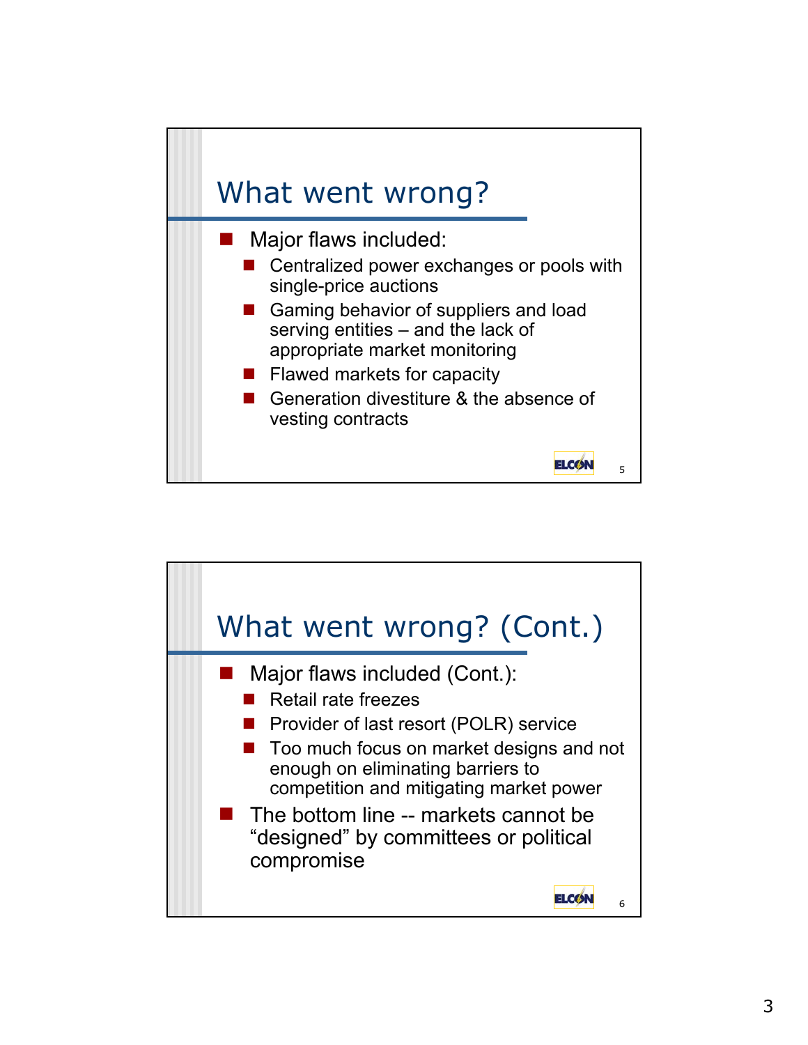## What went wrong?

- Major flaws included:
  - Centralized power exchanges or pools with single-price auctions
  - Gaming behavior of suppliers and load serving entities – and the lack of appropriate market monitoring
  - Flawed markets for capacity
  - Generation divestiture & the absence of vesting contracts

## What went wrong? (Cont.)

- Major flaws included (Cont.):
  - Retail rate freezes
  - Provider of last resort (POLR) service
  - Too much focus on market designs and not enough on eliminating barriers to competition and mitigating market power
- The bottom line -- markets cannot be “designed” by committees or political compromise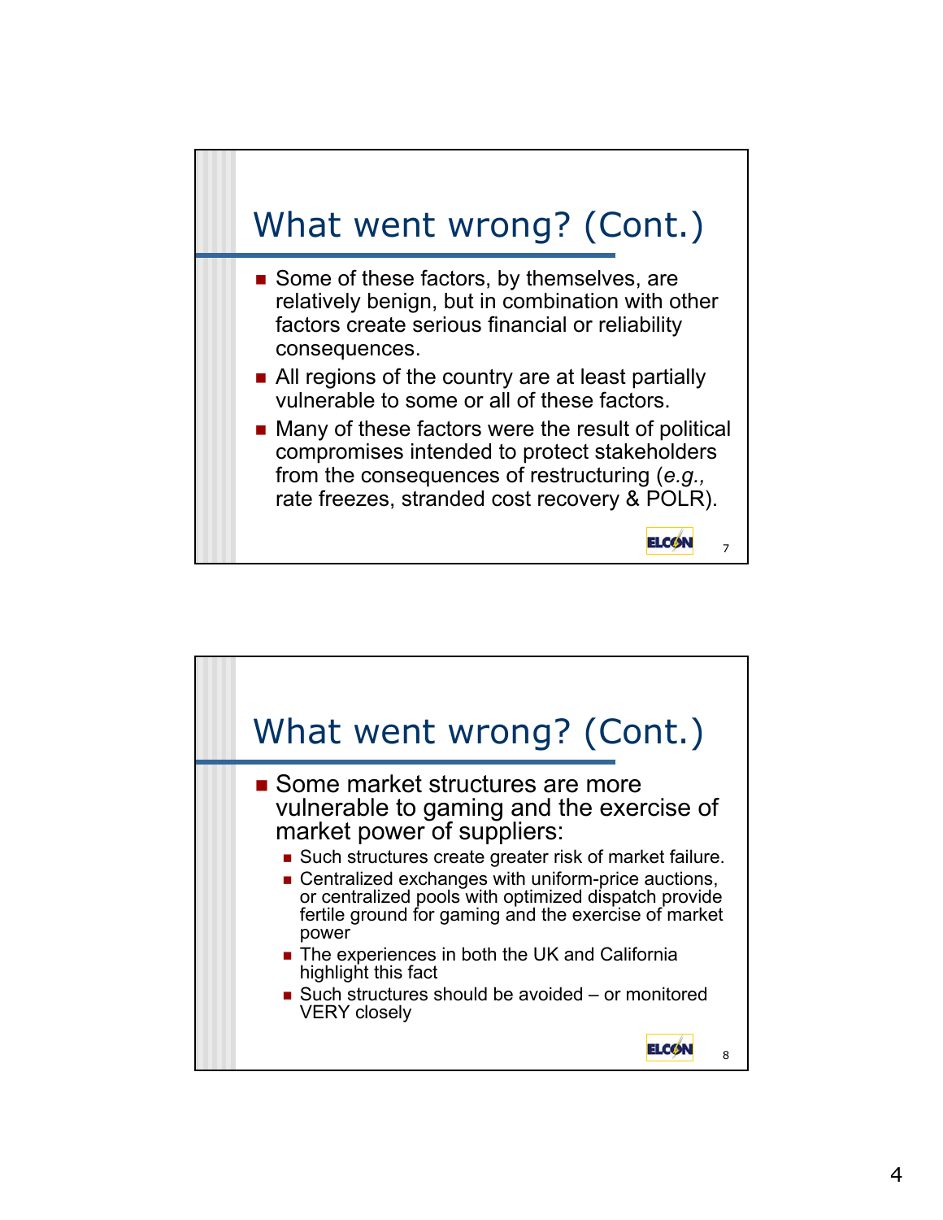## What went wrong? (Cont.)

- Some of these factors, by themselves, are relatively benign, but in combination with other factors create serious financial or reliability consequences.
- All regions of the country are at least partially vulnerable to some or all of these factors.
- Many of these factors were the result of political compromises intended to protect stakeholders from the consequences of restructuring (*e.g.,* rate freezes, stranded cost recovery & POLR).

## What went wrong? (Cont.)

- Some market structures are more vulnerable to gaming and the exercise of market power of suppliers:
  - Such structures create greater risk of market failure.
  - Centralized exchanges with uniform-price auctions, or centralized pools with optimized dispatch provide fertile ground for gaming and the exercise of market power
  - The experiences in both the UK and California highlight this fact
  - Such structures should be avoided – or monitored VERY closely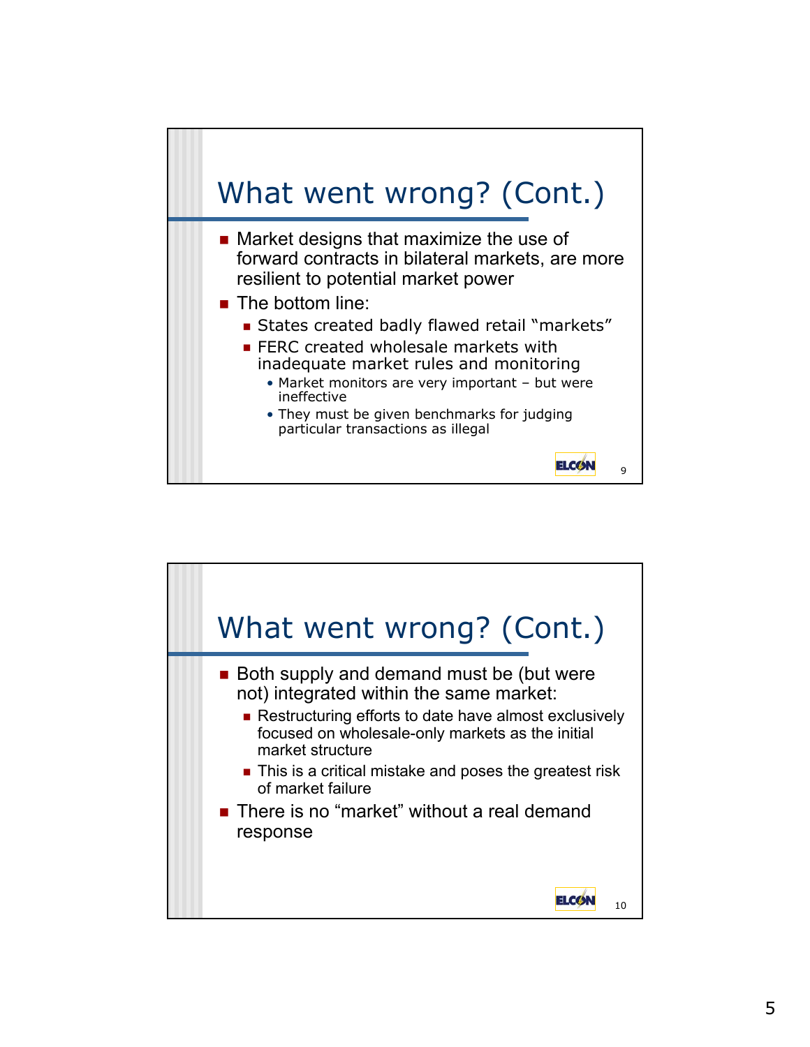## What went wrong? (Cont.)

- Market designs that maximize the use of forward contracts in bilateral markets, are more resilient to potential market power
- The bottom line:
  - States created badly flawed retail "markets"
  - FERC created wholesale markets with inadequate market rules and monitoring
    - Market monitors are very important – but were ineffective
    - They must be given benchmarks for judging particular transactions as illegal

ELCON

## What went wrong? (Cont.)

- Both supply and demand must be (but were not) integrated within the same market:
  - Restructuring efforts to date have almost exclusively focused on wholesale-only markets as the initial market structure
  - This is a critical mistake and poses the greatest risk of market failure
- There is no "market" without a real demand response

ELCON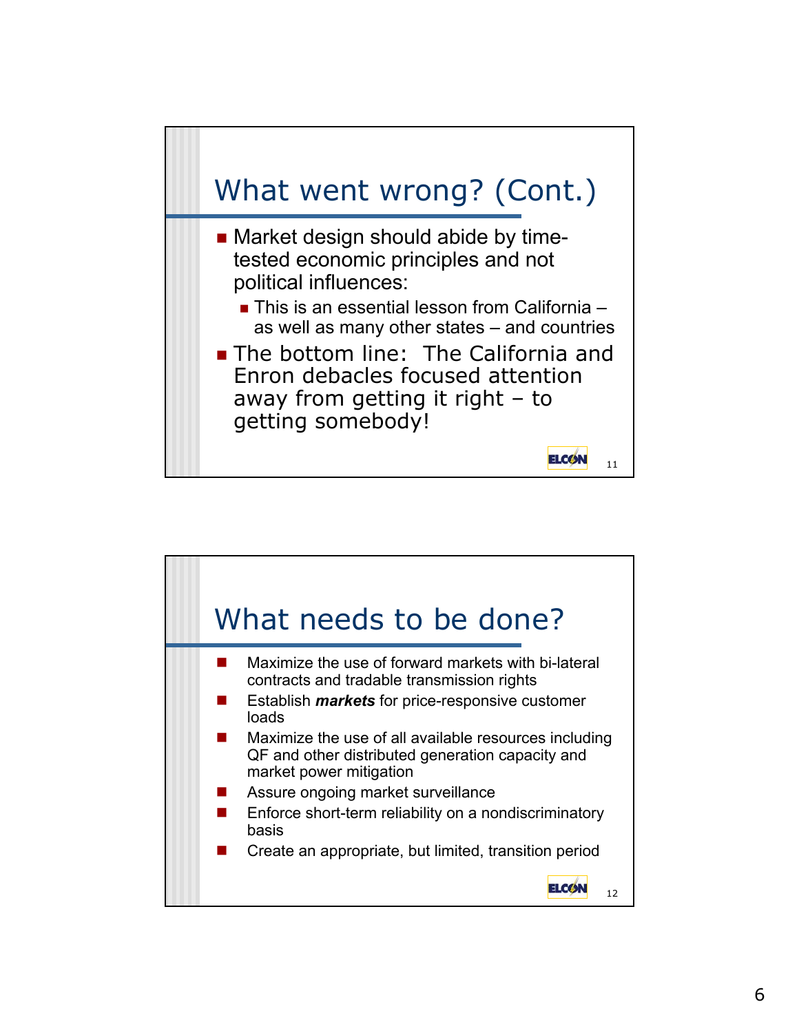## What went wrong? (Cont.)

- Market design should abide by time-tested economic principles and not political influences:
  - This is an essential lesson from California – as well as many other states – and countries
- The bottom line: The California and Enron debacles focused attention away from getting it right – to getting somebody!

## What needs to be done?

- Maximize the use of forward markets with bi-lateral contracts and tradable transmission rights
- Establish ***markets*** for price-responsive customer loads
- Maximize the use of all available resources including QF and other distributed generation capacity and market power mitigation
- Assure ongoing market surveillance
- Enforce short-term reliability on a nondiscriminatory basis
- Create an appropriate, but limited, transition period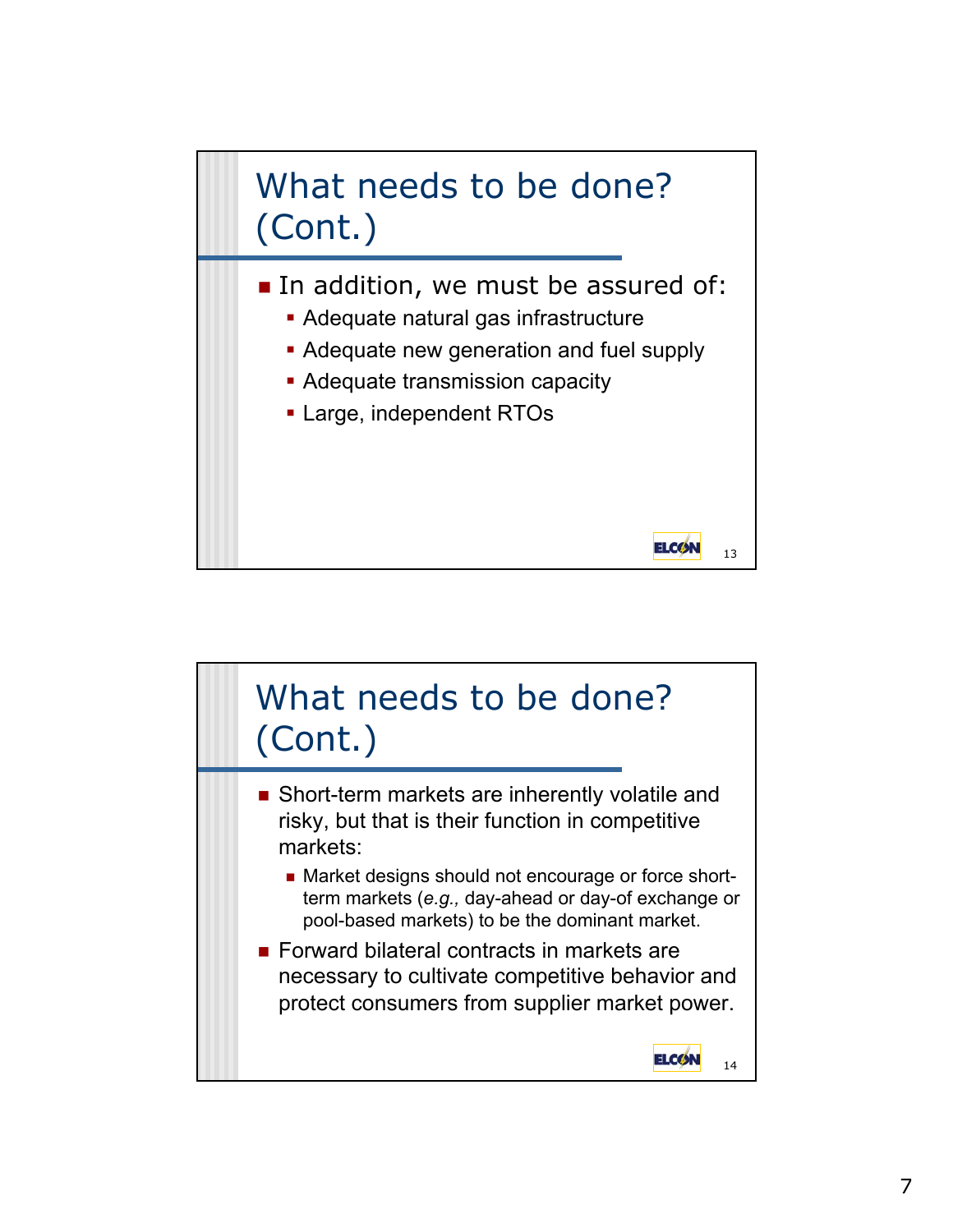## What needs to be done? (Cont.)

- In addition, we must be assured of:
  - Adequate natural gas infrastructure
  - Adequate new generation and fuel supply
  - Adequate transmission capacity
  - Large, independent RTOs

ELCON 13

## What needs to be done? (Cont.)

- Short-term markets are inherently volatile and risky, but that is their function in competitive markets:
  - Market designs should not encourage or force short-term markets (*e.g.,* day-ahead or day-of exchange or pool-based markets) to be the dominant market.
- Forward bilateral contracts in markets are necessary to cultivate competitive behavior and protect consumers from supplier market power.

ELCON 14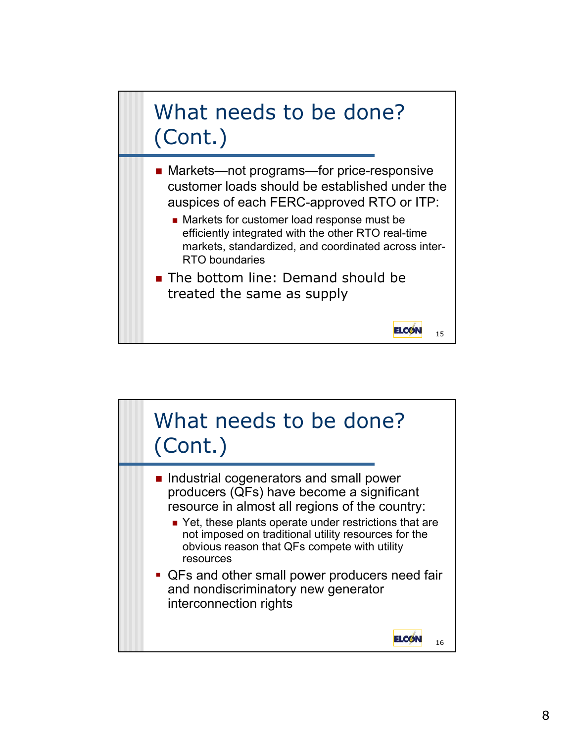## What needs to be done? (Cont.)

- Markets—not programs—for price-responsive customer loads should be established under the auspices of each FERC-approved RTO or ITP:
  - Markets for customer load response must be efficiently integrated with the other RTO real-time markets, standardized, and coordinated across inter-RTO boundaries
- The bottom line: Demand should be treated the same as supply

ELCON

## What needs to be done? (Cont.)

- Industrial cogenerators and small power producers (QFs) have become a significant resource in almost all regions of the country:
  - Yet, these plants operate under restrictions that are not imposed on traditional utility resources for the obvious reason that QFs compete with utility resources
- QFs and other small power producers need fair and nondiscriminatory new generator interconnection rights

ELCON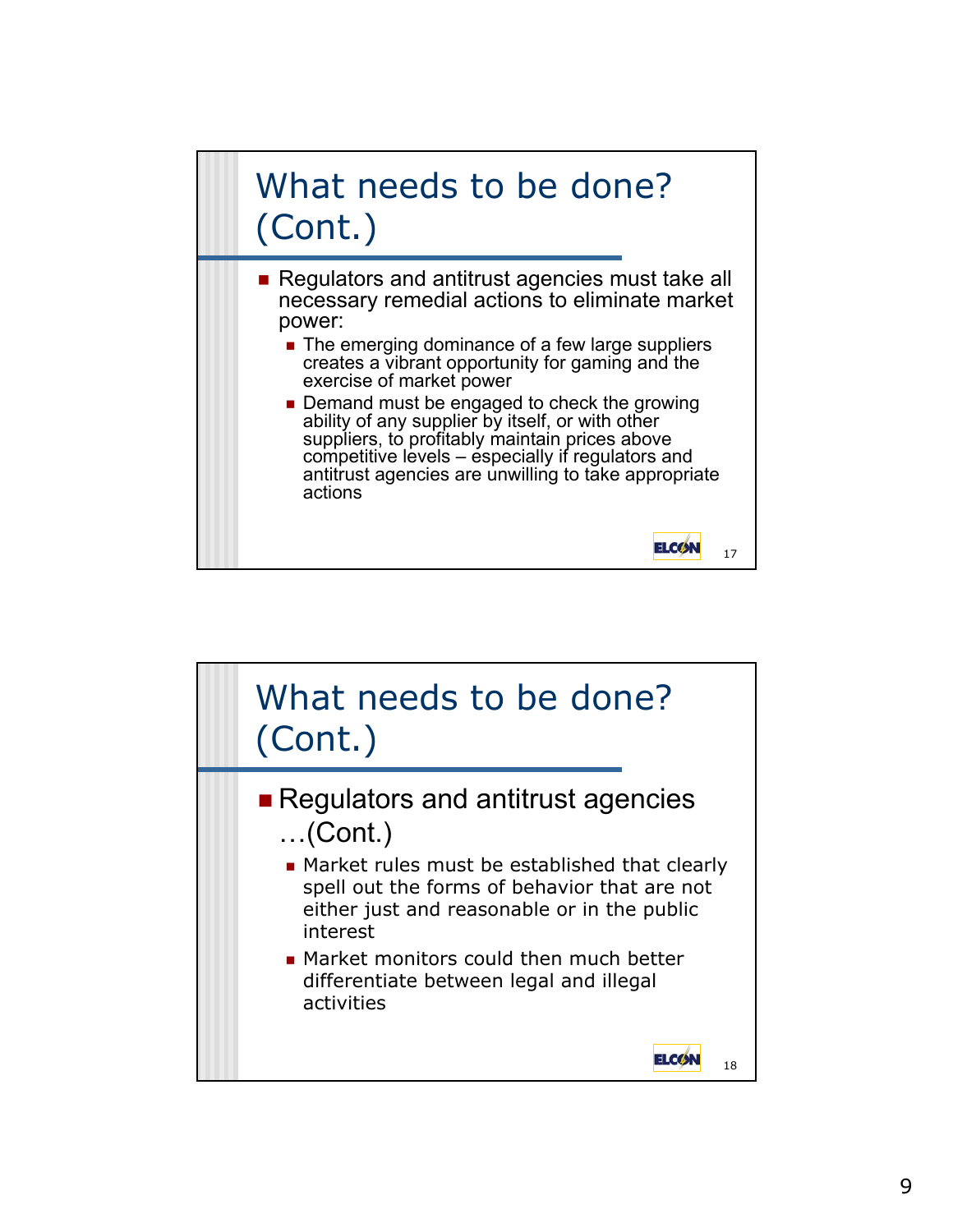## What needs to be done? (Cont.)

- Regulators and antitrust agencies must take all necessary remedial actions to eliminate market power:
  - The emerging dominance of a few large suppliers creates a vibrant opportunity for gaming and the exercise of market power
  - Demand must be engaged to check the growing ability of any supplier by itself, or with other suppliers, to profitably maintain prices above competitive levels – especially if regulators and antitrust agencies are unwilling to take appropriate actions

ELCON

17

## What needs to be done? (Cont.)

- Regulators and antitrust agencies …(Cont.)
  - Market rules must be established that clearly spell out the forms of behavior that are not either just and reasonable or in the public interest
  - Market monitors could then much better differentiate between legal and illegal activities

ELCON

18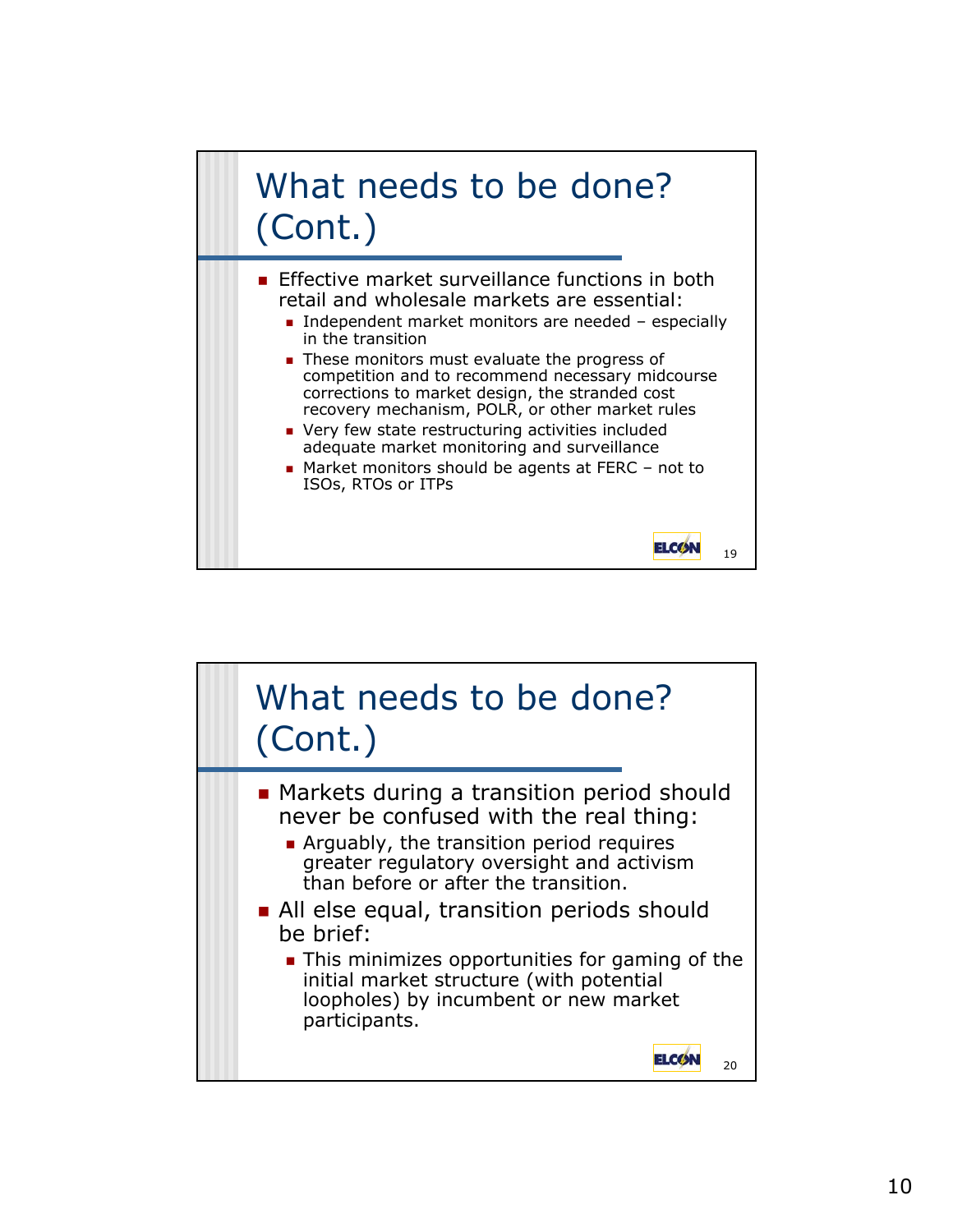## What needs to be done? (Cont.)

- Effective market surveillance functions in both retail and wholesale markets are essential:
  - Independent market monitors are needed – especially in the transition
  - These monitors must evaluate the progress of competition and to recommend necessary midcourse corrections to market design, the stranded cost recovery mechanism, POLR, or other market rules
  - Very few state restructuring activities included adequate market monitoring and surveillance
  - Market monitors should be agents at FERC – not to ISOs, RTOs or ITPs

ELCON

19

## What needs to be done? (Cont.)

- Markets during a transition period should never be confused with the real thing:
  - Arguably, the transition period requires greater regulatory oversight and activism than before or after the transition.
- All else equal, transition periods should be brief:
  - This minimizes opportunities for gaming of the initial market structure (with potential loopholes) by incumbent or new market participants.

ELCON

20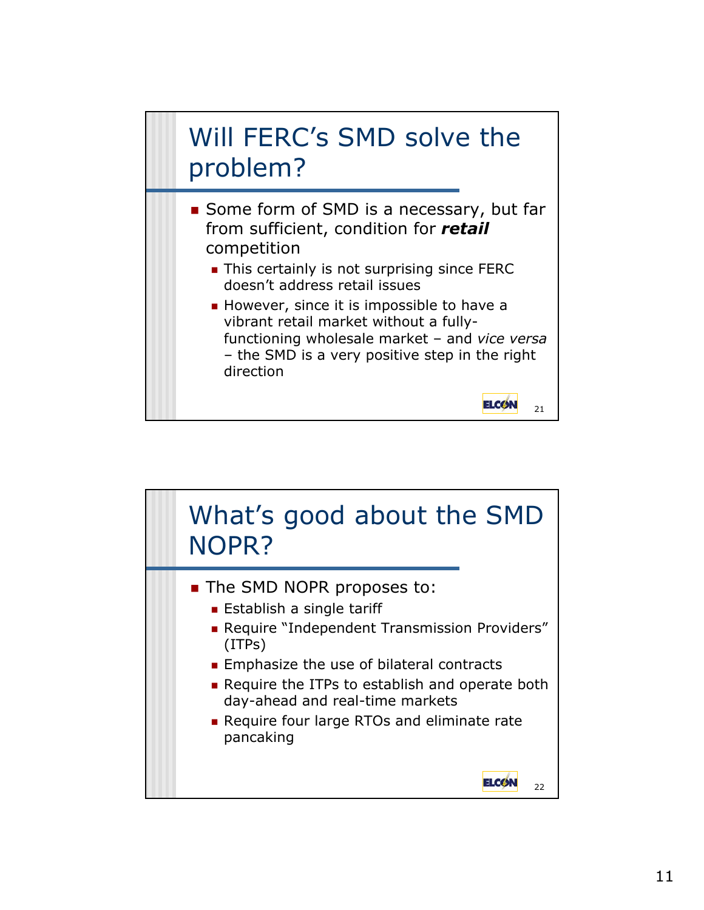## Will FERC's SMD solve the problem?

- Some form of SMD is a necessary, but far from sufficient, condition for ***retail*** competition
  - This certainly is not surprising since FERC doesn't address retail issues
  - However, since it is impossible to have a vibrant retail market without a fully-functioning wholesale market – and *vice versa* – the SMD is a very positive step in the right direction

## What's good about the SMD NOPR?

- The SMD NOPR proposes to:
  - Establish a single tariff
  - Require "Independent Transmission Providers" (ITPs)
  - Emphasize the use of bilateral contracts
  - Require the ITPs to establish and operate both day-ahead and real-time markets
  - Require four large RTOs and eliminate rate pancaking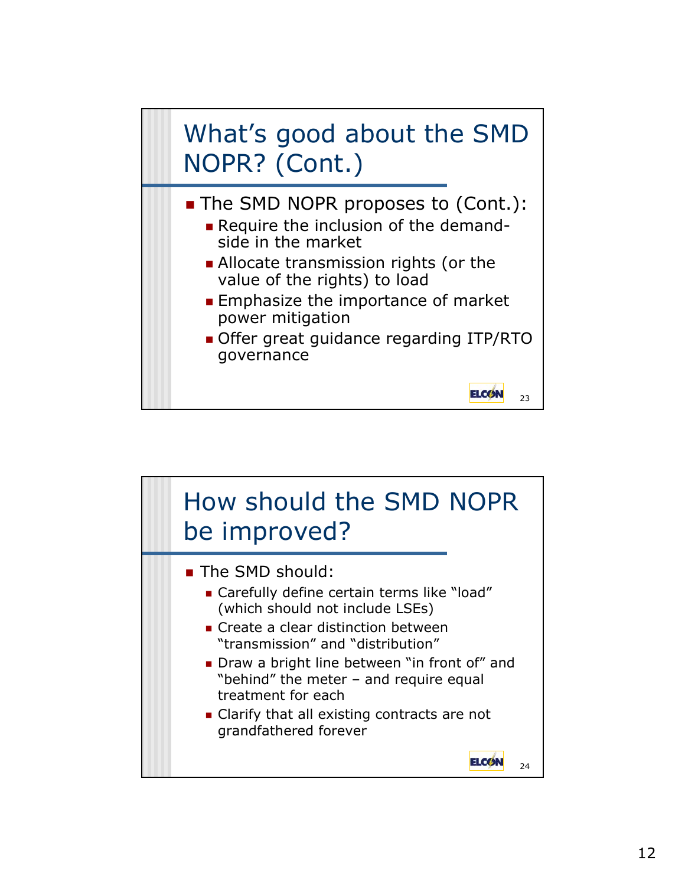## What's good about the SMD NOPR? (Cont.)

- The SMD NOPR proposes to (Cont.):
  - Require the inclusion of the demand-side in the market
  - Allocate transmission rights (or the value of the rights) to load
  - Emphasize the importance of market power mitigation
  - Offer great guidance regarding ITP/RTO governance

ELCON

23

## How should the SMD NOPR be improved?

- The SMD should:
  - Carefully define certain terms like "load" (which should not include LSEs)
  - Create a clear distinction between "transmission" and "distribution"
  - Draw a bright line between "in front of" and "behind" the meter – and require equal treatment for each
  - Clarify that all existing contracts are not grandfathered forever

ELCON

24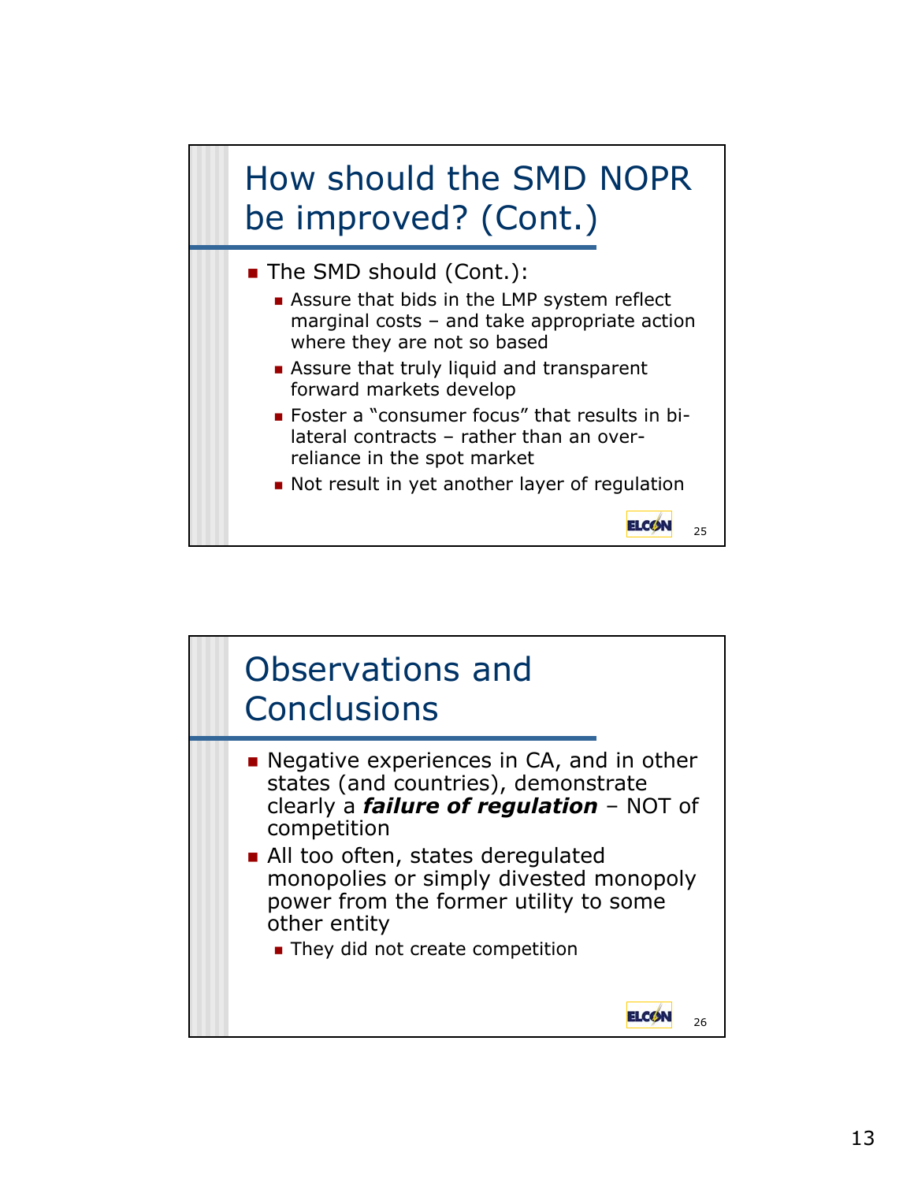## How should the SMD NOPR be improved? (Cont.)

- The SMD should (Cont.):
  - Assure that bids in the LMP system reflect marginal costs – and take appropriate action where they are not so based
  - Assure that truly liquid and transparent forward markets develop
  - Foster a "consumer focus" that results in bi-lateral contracts – rather than an over-reliance in the spot market
  - Not result in yet another layer of regulation

ELCON 25

## Observations and Conclusions

- Negative experiences in CA, and in other states (and countries), demonstrate clearly a ***failure of regulation*** – NOT of competition
- All too often, states deregulated monopolies or simply divested monopoly power from the former utility to some other entity
  - They did not create competition

ELCON 26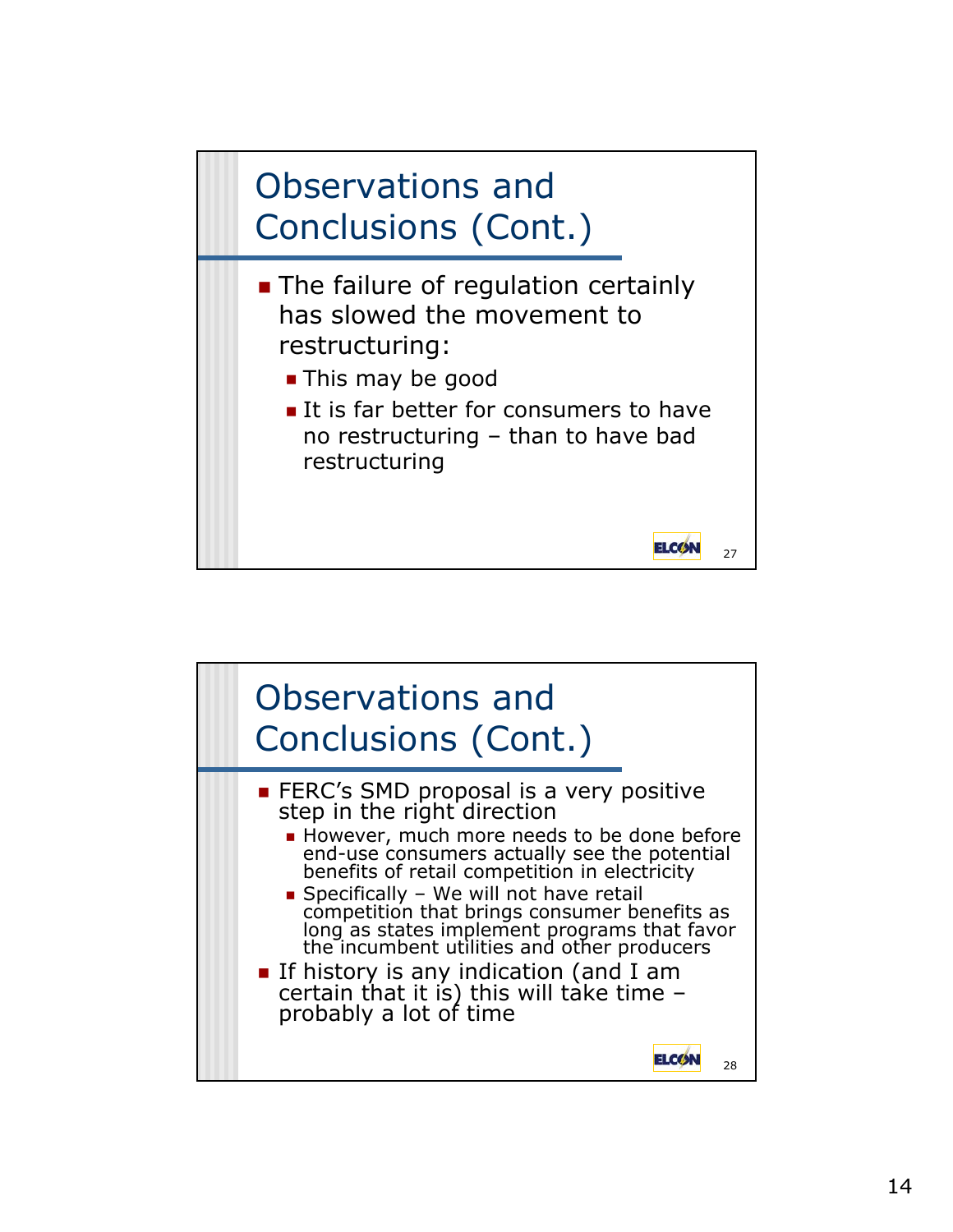## Observations and Conclusions (Cont.)

- The failure of regulation certainly has slowed the movement to restructuring:
  - This may be good
  - It is far better for consumers to have no restructuring – than to have bad restructuring

ELCON

## Observations and Conclusions (Cont.)

- FERC's SMD proposal is a very positive step in the right direction
  - However, much more needs to be done before end-use consumers actually see the potential benefits of retail competition in electricity
  - Specifically – We will not have retail competition that brings consumer benefits as long as states implement programs that favor the incumbent utilities and other producers
- If history is any indication (and I am certain that it is) this will take time – probably a lot of time

ELCON